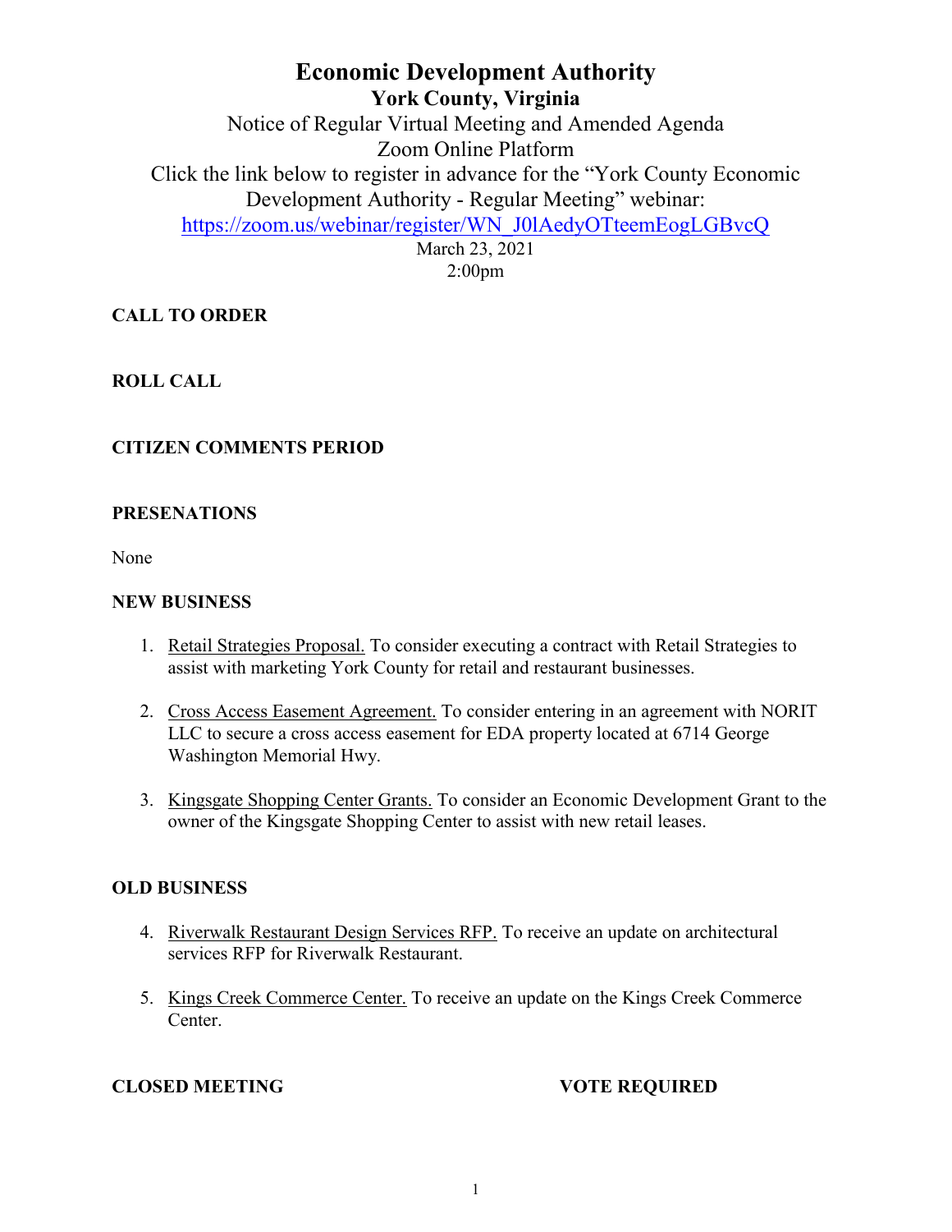# Economic Development Authority

## York County, Virginia

Notice of Regular Virtual Meeting and Amended Agenda
Zoom Online Platform
Click the link below to register in advance for the "York County Economic Development Authority - Regular Meeting" webinar:
https://zoom.us/webinar/register/WN_J0lAedyOTteemEogLGBvcQ
March 23, 2021
2:00pm

**CALL TO ORDER**

**ROLL CALL**

**CITIZEN COMMENTS PERIOD**

**PRESENATIONS**

None

**NEW BUSINESS**

1. Retail Strategies Proposal. To consider executing a contract with Retail Strategies to assist with marketing York County for retail and restaurant businesses.

2. Cross Access Easement Agreement. To consider entering in an agreement with NORIT LLC to secure a cross access easement for EDA property located at 6714 George Washington Memorial Hwy.

3. Kingsgate Shopping Center Grants. To consider an Economic Development Grant to the owner of the Kingsgate Shopping Center to assist with new retail leases.

**OLD BUSINESS**

4. Riverwalk Restaurant Design Services RFP. To receive an update on architectural services RFP for Riverwalk Restaurant.

5. Kings Creek Commerce Center. To receive an update on the Kings Creek Commerce Center.

**CLOSED MEETING** **VOTE REQUIRED**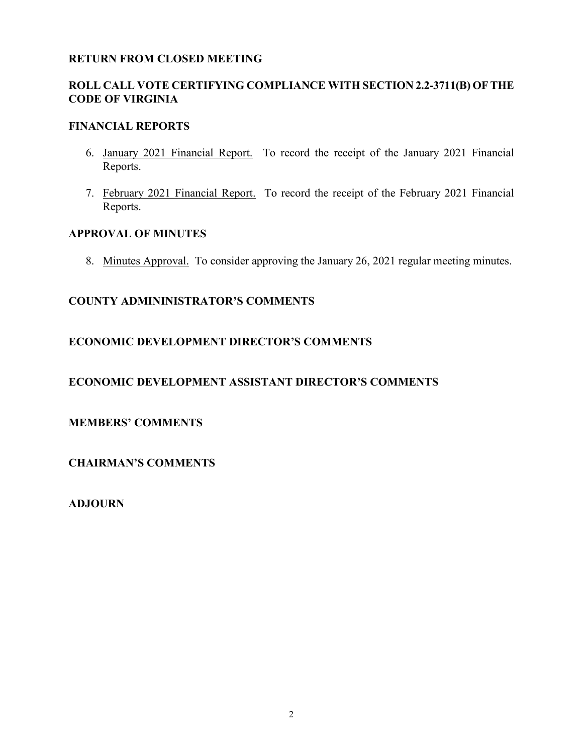**RETURN FROM CLOSED MEETING**

**ROLL CALL VOTE CERTIFYING COMPLIANCE WITH SECTION 2.2-3711(B) OF THE CODE OF VIRGINIA**

**FINANCIAL REPORTS**

6. <u>January 2021 Financial Report.</u> To record the receipt of the January 2021 Financial Reports.

7. <u>February 2021 Financial Report.</u> To record the receipt of the February 2021 Financial Reports.

**APPROVAL OF MINUTES**

8. <u>Minutes Approval.</u> To consider approving the January 26, 2021 regular meeting minutes.

**COUNTY ADMININISTRATOR'S COMMENTS**

**ECONOMIC DEVELOPMENT DIRECTOR'S COMMENTS**

**ECONOMIC DEVELOPMENT ASSISTANT DIRECTOR'S COMMENTS**

**MEMBERS' COMMENTS**

**CHAIRMAN'S COMMENTS**

**ADJOURN**